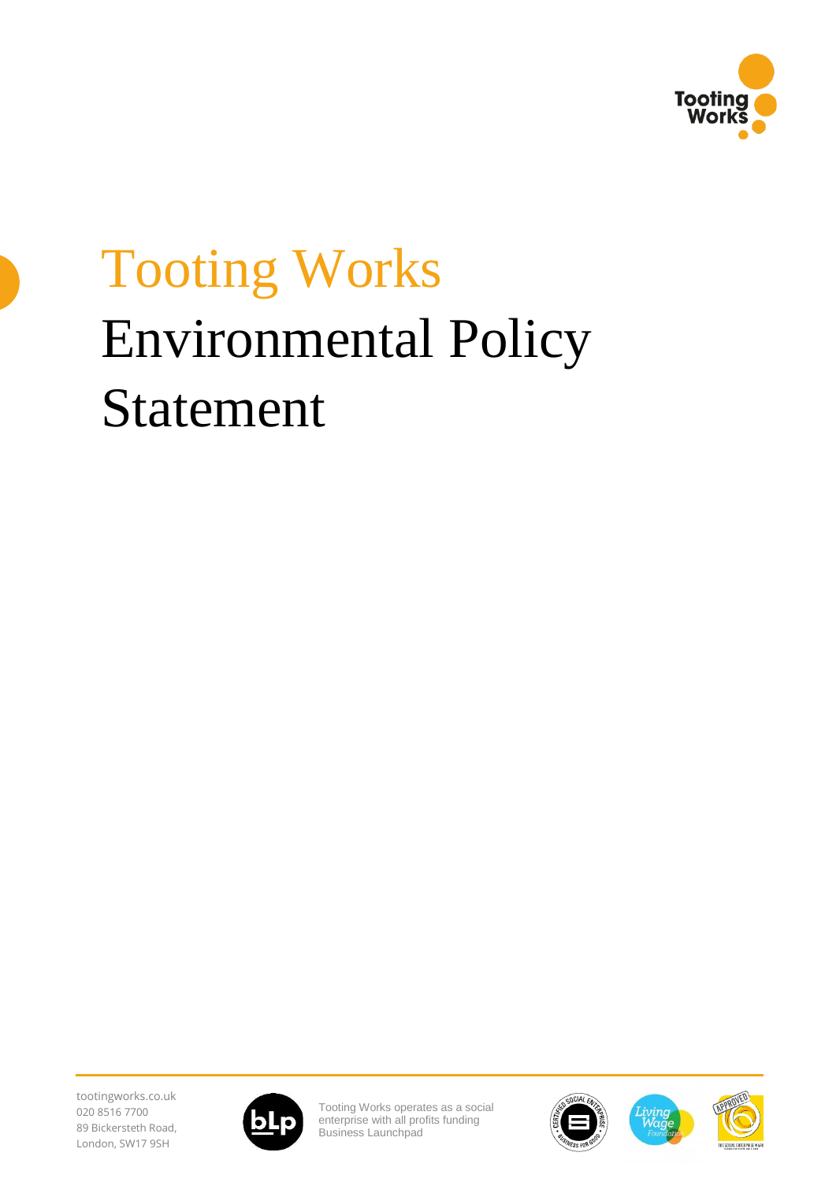# Tooting Works

# Environmental Policy Statement

tootingworks.co.uk
020 8516 7700
89 Bickersteth Road,
London, SW17 9SH

Tooting Works operates as a social enterprise with all profits funding Business Launchpad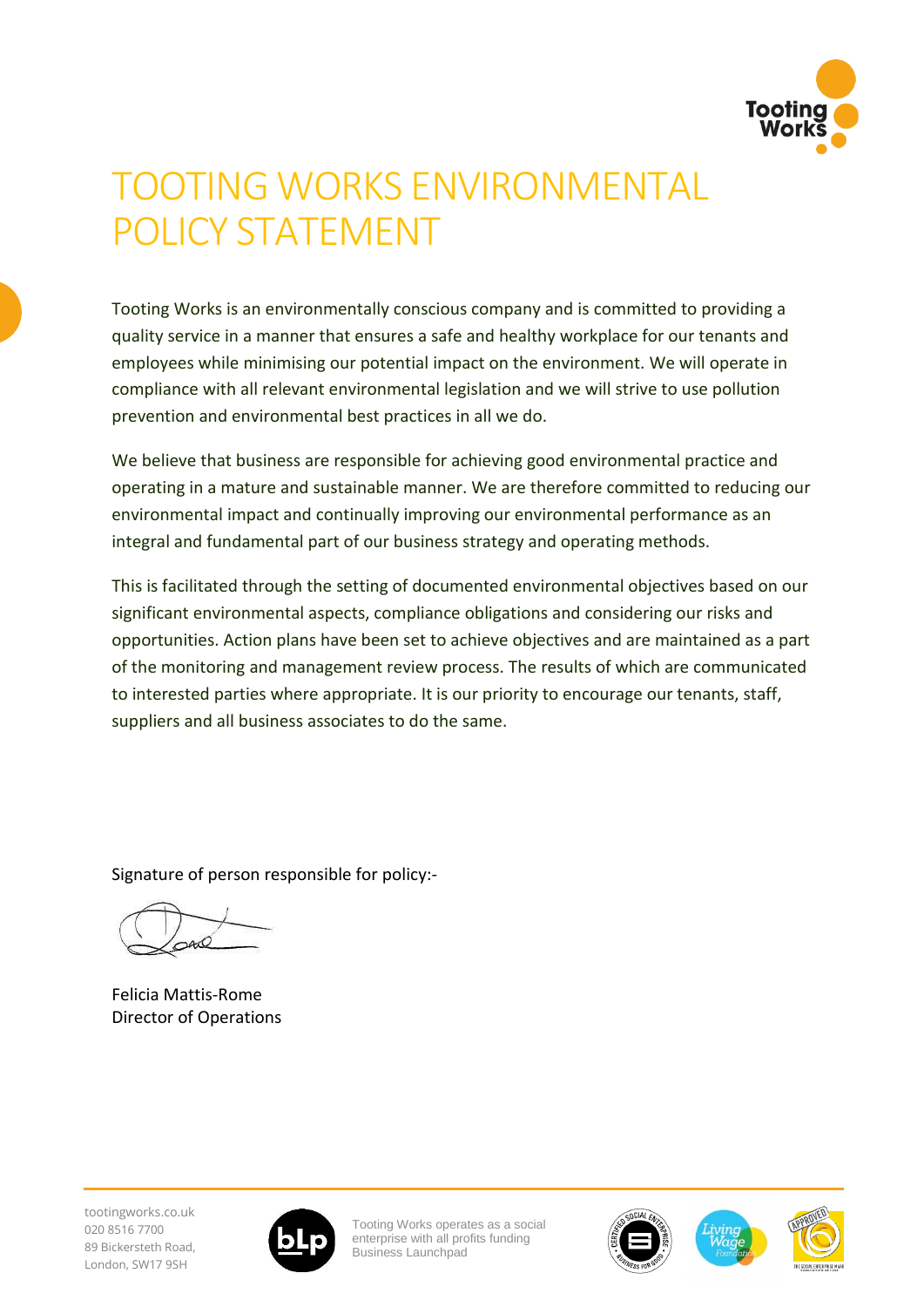# TOOTING WORKS ENVIRONMENTAL POLICY STATEMENT

Tooting Works is an environmentally conscious company and is committed to providing a quality service in a manner that ensures a safe and healthy workplace for our tenants and employees while minimising our potential impact on the environment. We will operate in compliance with all relevant environmental legislation and we will strive to use pollution prevention and environmental best practices in all we do.

We believe that business are responsible for achieving good environmental practice and operating in a mature and sustainable manner. We are therefore committed to reducing our environmental impact and continually improving our environmental performance as an integral and fundamental part of our business strategy and operating methods.

This is facilitated through the setting of documented environmental objectives based on our significant environmental aspects, compliance obligations and considering our risks and opportunities. Action plans have been set to achieve objectives and are maintained as a part of the monitoring and management review process. The results of which are communicated to interested parties where appropriate. It is our priority to encourage our tenants, staff, suppliers and all business associates to do the same.

Signature of person responsible for policy:-

Felicia Mattis-Rome
Director of Operations

tootingworks.co.uk
020 8516 7700
89 Bickersteth Road,
London, SW17 9SH

Tooting Works operates as a social enterprise with all profits funding Business Launchpad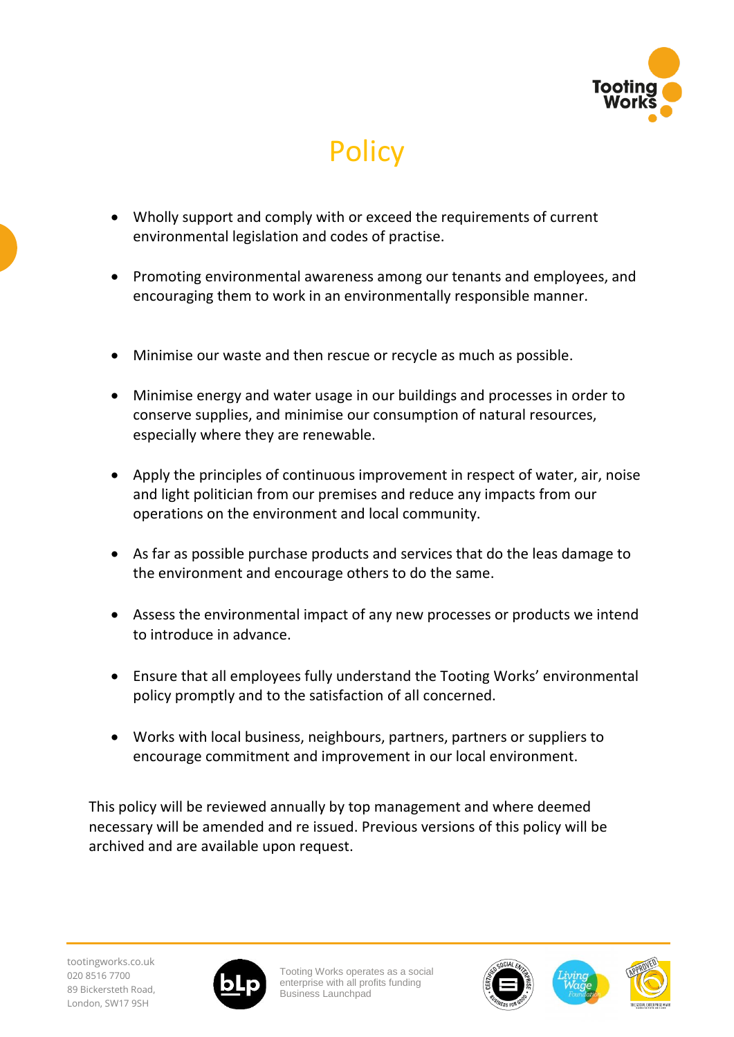# Policy

- Wholly support and comply with or exceed the requirements of current environmental legislation and codes of practise.
- Promoting environmental awareness among our tenants and employees, and encouraging them to work in an environmentally responsible manner.
- Minimise our waste and then rescue or recycle as much as possible.
- Minimise energy and water usage in our buildings and processes in order to conserve supplies, and minimise our consumption of natural resources, especially where they are renewable.
- Apply the principles of continuous improvement in respect of water, air, noise and light politician from our premises and reduce any impacts from our operations on the environment and local community.
- As far as possible purchase products and services that do the leas damage to the environment and encourage others to do the same.
- Assess the environmental impact of any new processes or products we intend to introduce in advance.
- Ensure that all employees fully understand the Tooting Works' environmental policy promptly and to the satisfaction of all concerned.
- Works with local business, neighbours, partners, partners or suppliers to encourage commitment and improvement in our local environment.

This policy will be reviewed annually by top management and where deemed necessary will be amended and re issued. Previous versions of this policy will be archived and are available upon request.